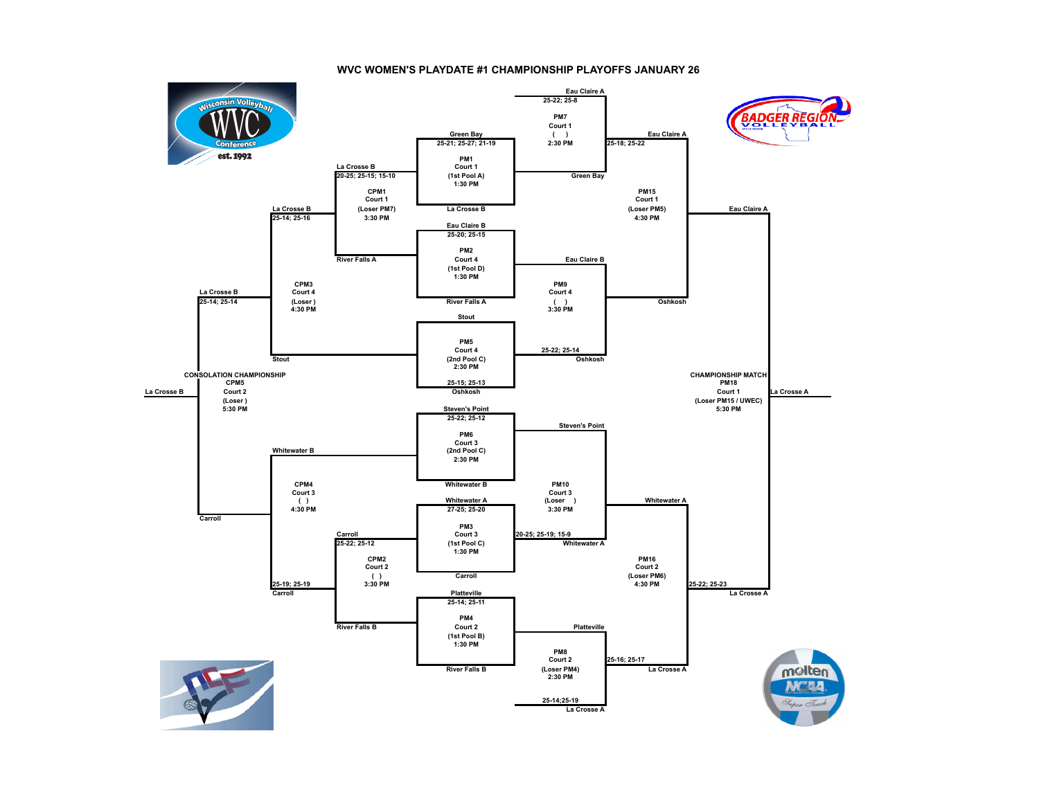# WVC WOMEN'S PLAYDATE #1 CHAMPIONSHIP PLAYOFFS JANUARY 26

## First Round Matches (1:30 PM)

**PM1** – Court 1 (1st Pool A) – 1:30 PM
- Green Bay: 25-21; 25-27; 21-19
- La Crosse B

**PM2** – Court 4 (1st Pool D) – 1:30 PM
- Eau Claire B: 25-20; 25-15
- River Falls A

**PM3** – Court 3 (1st Pool C) – 1:30 PM
- Whitewater A: 27-25; 25-20
- Carroll

**PM4** – Court 2 (1st Pool B) – 1:30 PM
- Platteville: 25-14; 25-11
- River Falls B

## 2:30 PM Matches

**PM5** – Court 4 (2nd Pool C) – 2:30 PM
- Stout
- Oshkosh: 25-15; 25-13

**PM6** – Court 3 (2nd Pool C) – 2:30 PM
- Steven's Point: 25-22; 25-12
- Whitewater B

**PM7** – Court 1 ( ) – 2:30 PM
- Eau Claire A: 25-22; 25-8
- Green Bay

**PM8** – Court 2 (Loser PM4) – 2:30 PM
- Platteville
- La Crosse A: 25-14;25-19

## 3:30 PM Matches

**PM9** – Court 4 ( ) – 3:30 PM
- Eau Claire B
- Oshkosh: 25-22; 25-14

**PM10** – Court 3 (Loser ) – 3:30 PM
- Steven's Point
- Whitewater A: 20-25; 25-19; 15-9

**CPM1** – Court 1 (Loser PM7) – 3:30 PM
- La Crosse B: 20-25; 25-15; 15-10
- River Falls A

**CPM2** – Court 2 ( ) – 3:30 PM
- Carroll: 25-22; 25-12
- River Falls B

## 4:30 PM Matches

**PM15** – Court 1 (Loser PM5) – 4:30 PM
- Eau Claire A: 25-18; 25-22
- Oshkosh

**PM16** – Court 2 (Loser PM6) – 4:30 PM
- Whitewater A
- La Crosse A: 25-16; 25-17

**CPM3** – Court 4 (Loser ) – 4:30 PM
- La Crosse B: 25-14; 25-16
- Stout

**CPM4** – Court 3 ( ) – 4:30 PM
- Whitewater B
- Carroll: 25-19; 25-19

## 5:30 PM Matches

**CONSOLATION CHAMPIONSHIP**
**CPM5** – Court 2 (Loser ) – 5:30 PM
- La Crosse B: 25-14; 25-14
- Carroll
- Winner: La Crosse B

**CHAMPIONSHIP MATCH**
**PM18** – Court 1 (Loser PM15 / UWEC) – 5:30 PM
- Eau Claire A
- La Crosse A: 25-22; 25-23
- Winner: La Crosse A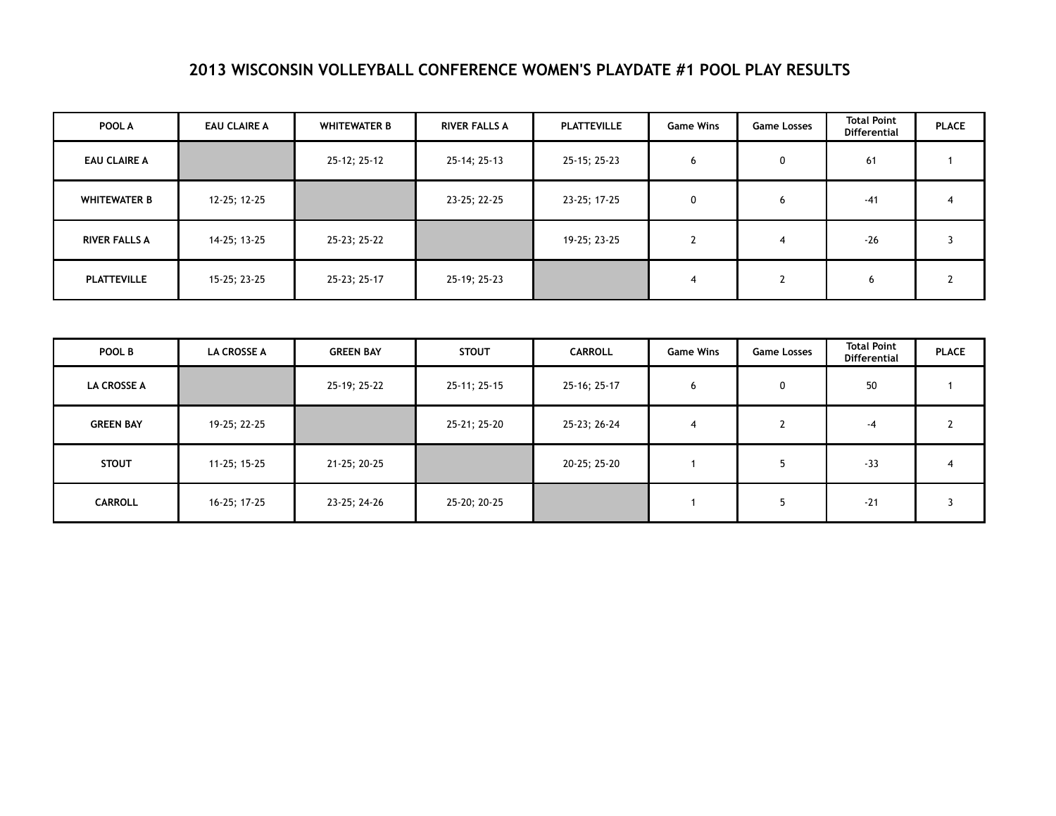# 2013 WISCONSIN VOLLEYBALL CONFERENCE WOMEN'S PLAYDATE #1 POOL PLAY RESULTS

| POOL A | EAU CLAIRE A | WHITEWATER B | RIVER FALLS A | PLATTEVILLE | Game Wins | Game Losses | Total Point Differential | PLACE |
|---|---|---|---|---|---|---|---|---|
| EAU CLAIRE A | | 25-12; 25-12 | 25-14; 25-13 | 25-15; 25-23 | 6 | 0 | 61 | 1 |
| WHITEWATER B | 12-25; 12-25 | | 23-25; 22-25 | 23-25; 17-25 | 0 | 6 | -41 | 4 |
| RIVER FALLS A | 14-25; 13-25 | 25-23; 25-22 | | 19-25; 23-25 | 2 | 4 | -26 | 3 |
| PLATTEVILLE | 15-25; 23-25 | 25-23; 25-17 | 25-19; 25-23 | | 4 | 2 | 6 | 2 |

| POOL B | LA CROSSE A | GREEN BAY | STOUT | CARROLL | Game Wins | Game Losses | Total Point Differential | PLACE |
|---|---|---|---|---|---|---|---|---|
| LA CROSSE A | | 25-19; 25-22 | 25-11; 25-15 | 25-16; 25-17 | 6 | 0 | 50 | 1 |
| GREEN BAY | 19-25; 22-25 | | 25-21; 25-20 | 25-23; 26-24 | 4 | 2 | -4 | 2 |
| STOUT | 11-25; 15-25 | 21-25; 20-25 | | 20-25; 25-20 | 1 | 5 | -33 | 4 |
| CARROLL | 16-25; 17-25 | 23-25; 24-26 | 25-20; 20-25 | | 1 | 5 | -21 | 3 |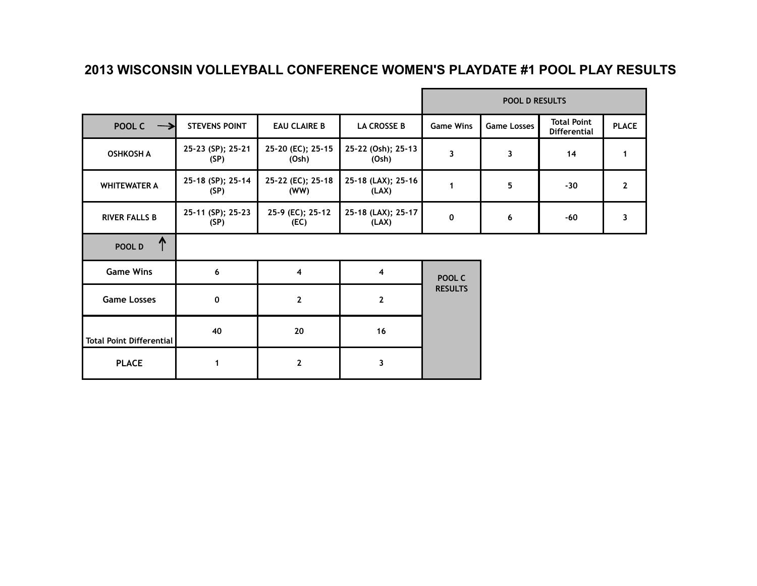# 2013 WISCONSIN VOLLEYBALL CONFERENCE WOMEN'S PLAYDATE #1 POOL PLAY RESULTS

| | | | | POOL D RESULTS | | | |
|---|---|---|---|---|---|---|---|
| POOL C → | STEVENS POINT | EAU CLAIRE B | LA CROSSE B | Game Wins | Game Losses | Total Point Differential | PLACE |
| OSHKOSH A | 25-23 (SP); 25-21 (SP) | 25-20 (EC); 25-15 (Osh) | 25-22 (Osh); 25-13 (Osh) | 3 | 3 | 14 | 1 |
| WHITEWATER A | 25-18 (SP); 25-14 (SP) | 25-22 (EC); 25-18 (WW) | 25-18 (LAX); 25-16 (LAX) | 1 | 5 | -30 | 2 |
| RIVER FALLS B | 25-11 (SP); 25-23 (SP) | 25-9 (EC); 25-12 (EC) | 25-18 (LAX); 25-17 (LAX) | 0 | 6 | -60 | 3 |
| POOL D ↑ | | | | | | | |
| Game Wins | 6 | 4 | 4 | POOL C RESULTS | | | |
| Game Losses | 0 | 2 | 2 | | | | |
| Total Point Differential | 40 | 20 | 16 | | | | |
| PLACE | 1 | 2 | 3 | | | | |